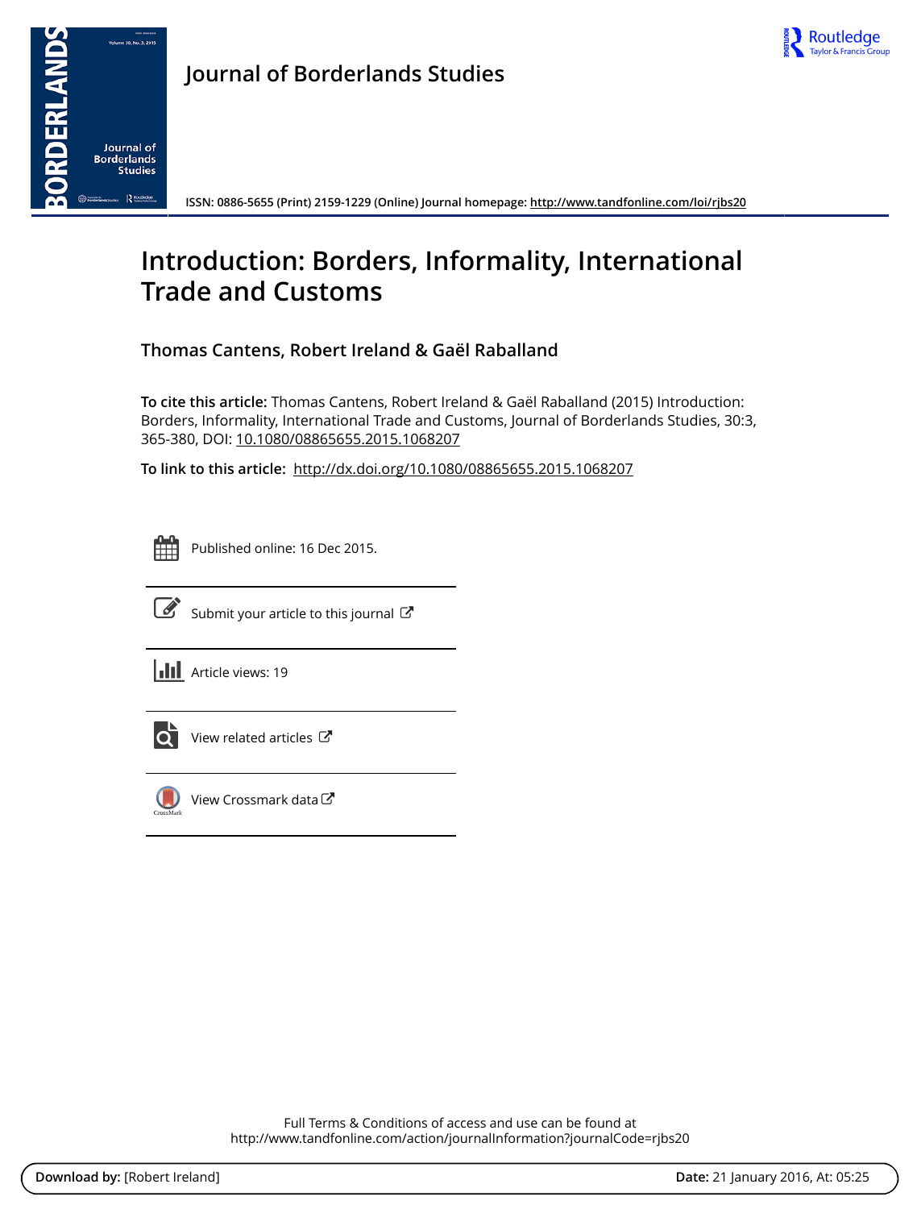# Journal of Borderlands Studies

ISSN: 0886-5655 (Print) 2159-1229 (Online) Journal homepage: http://www.tandfonline.com/loi/rjbs20

# Introduction: Borders, Informality, International Trade and Customs

**Thomas Cantens, Robert Ireland & Gaël Raballand**

**To cite this article:** Thomas Cantens, Robert Ireland & Gaël Raballand (2015) Introduction: Borders, Informality, International Trade and Customs, Journal of Borderlands Studies, 30:3, 365-380, DOI: 10.1080/08865655.2015.1068207

**To link to this article:** http://dx.doi.org/10.1080/08865655.2015.1068207

Published online: 16 Dec 2015.

Submit your article to this journal

Article views: 19

View related articles

View Crossmark data

Full Terms & Conditions of access and use can be found at
http://www.tandfonline.com/action/journalInformation?journalCode=rjbs20

**Download by:** [Robert Ireland] **Date:** 21 January 2016, At: 05:25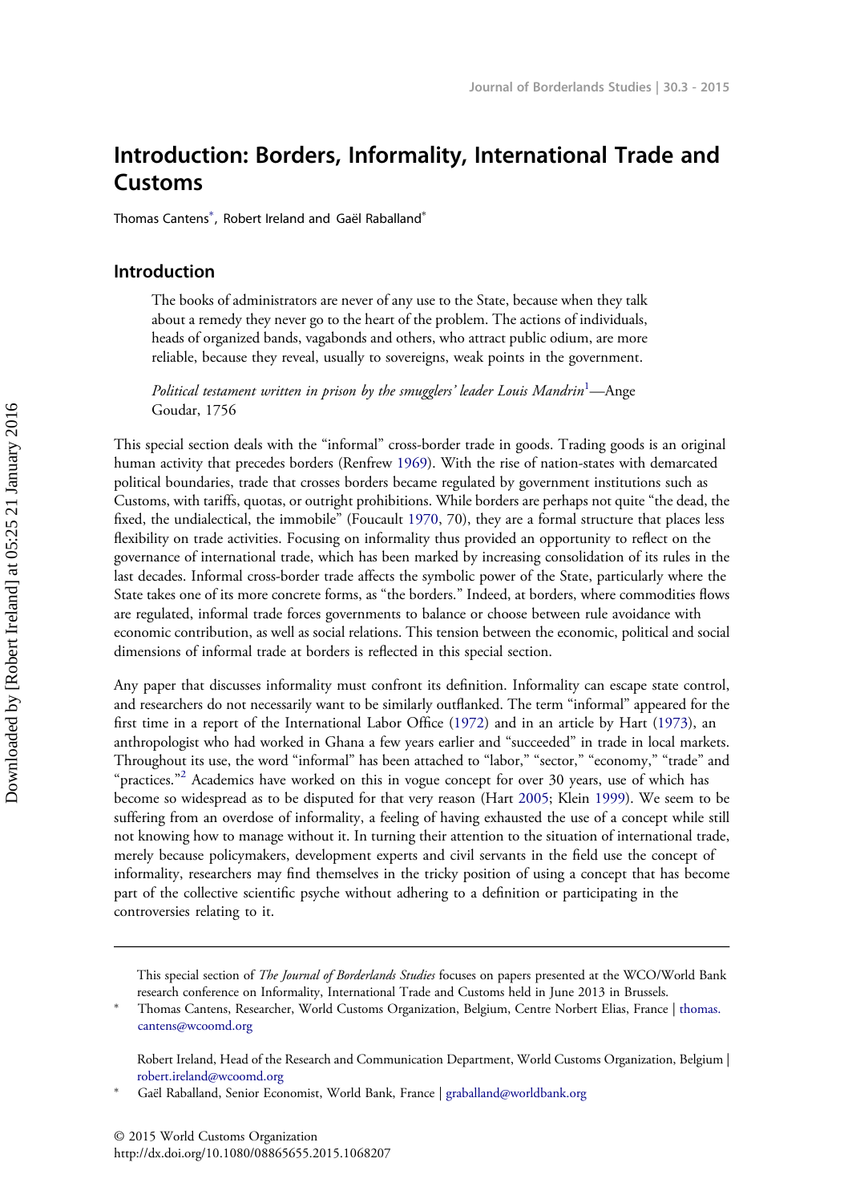# Introduction: Borders, Informality, International Trade and Customs

Thomas Cantens*, Robert Ireland and Gaël Raballand*

## Introduction

> The books of administrators are never of any use to the State, because when they talk about a remedy they never go to the heart of the problem. The actions of individuals, heads of organized bands, vagabonds and others, who attract public odium, are more reliable, because they reveal, usually to sovereigns, weak points in the government.
>
> *Political testament written in prison by the smugglers' leader Louis Mandrin*[1]—Ange Goudar, 1756

This special section deals with the "informal" cross-border trade in goods. Trading goods is an original human activity that precedes borders (Renfrew 1969). With the rise of nation-states with demarcated political boundaries, trade that crosses borders became regulated by government institutions such as Customs, with tariffs, quotas, or outright prohibitions. While borders are perhaps not quite "the dead, the fixed, the undialectical, the immobile" (Foucault 1970, 70), they are a formal structure that places less flexibility on trade activities. Focusing on informality thus provided an opportunity to reflect on the governance of international trade, which has been marked by increasing consolidation of its rules in the last decades. Informal cross-border trade affects the symbolic power of the State, particularly where the State takes one of its more concrete forms, as "the borders." Indeed, at borders, where commodities flows are regulated, informal trade forces governments to balance or choose between rule avoidance with economic contribution, as well as social relations. This tension between the economic, political and social dimensions of informal trade at borders is reflected in this special section.

Any paper that discusses informality must confront its definition. Informality can escape state control, and researchers do not necessarily want to be similarly outflanked. The term "informal" appeared for the first time in a report of the International Labor Office (1972) and in an article by Hart (1973), an anthropologist who had worked in Ghana a few years earlier and "succeeded" in trade in local markets. Throughout its use, the word "informal" has been attached to "labor," "sector," "economy," "trade" and "practices."[2] Academics have worked on this in vogue concept for over 30 years, use of which has become so widespread as to be disputed for that very reason (Hart 2005; Klein 1999). We seem to be suffering from an overdose of informality, a feeling of having exhausted the use of a concept while still not knowing how to manage without it. In turning their attention to the situation of international trade, merely because policymakers, development experts and civil servants in the field use the concept of informality, researchers may find themselves in the tricky position of using a concept that has become part of the collective scientific psyche without adhering to a definition or participating in the controversies relating to it.

---

This special section of *The Journal of Borderlands Studies* focuses on papers presented at the WCO/World Bank research conference on Informality, International Trade and Customs held in June 2013 in Brussels.

\* Thomas Cantens, Researcher, World Customs Organization, Belgium, Centre Norbert Elias, France | thomas.cantens@wcoomd.org

Robert Ireland, Head of the Research and Communication Department, World Customs Organization, Belgium | robert.ireland@wcoomd.org

\* Gaël Raballand, Senior Economist, World Bank, France | graballand@worldbank.org

© 2015 World Customs Organization
http://dx.doi.org/10.1080/08865655.2015.1068207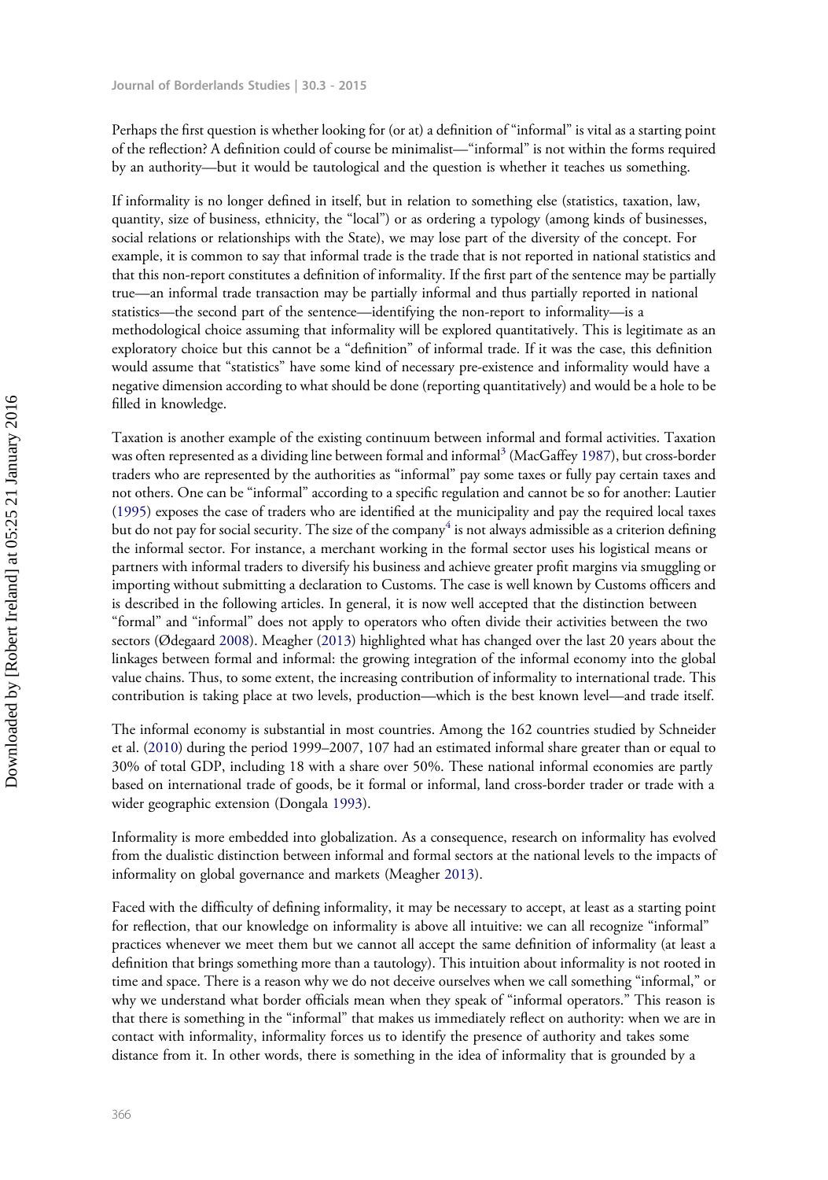Perhaps the first question is whether looking for (or at) a definition of "informal" is vital as a starting point of the reflection? A definition could of course be minimalist—"informal" is not within the forms required by an authority—but it would be tautological and the question is whether it teaches us something.

If informality is no longer defined in itself, but in relation to something else (statistics, taxation, law, quantity, size of business, ethnicity, the "local") or as ordering a typology (among kinds of businesses, social relations or relationships with the State), we may lose part of the diversity of the concept. For example, it is common to say that informal trade is the trade that is not reported in national statistics and that this non-report constitutes a definition of informality. If the first part of the sentence may be partially true—an informal trade transaction may be partially informal and thus partially reported in national statistics—the second part of the sentence—identifying the non-report to informality—is a methodological choice assuming that informality will be explored quantitatively. This is legitimate as an exploratory choice but this cannot be a "definition" of informal trade. If it was the case, this definition would assume that "statistics" have some kind of necessary pre-existence and informality would have a negative dimension according to what should be done (reporting quantitatively) and would be a hole to be filled in knowledge.

Taxation is another example of the existing continuum between informal and formal activities. Taxation was often represented as a dividing line between formal and informal[3] (MacGaffey 1987), but cross-border traders who are represented by the authorities as "informal" pay some taxes or fully pay certain taxes and not others. One can be "informal" according to a specific regulation and cannot be so for another: Lautier (1995) exposes the case of traders who are identified at the municipality and pay the required local taxes but do not pay for social security. The size of the company[4] is not always admissible as a criterion defining the informal sector. For instance, a merchant working in the formal sector uses his logistical means or partners with informal traders to diversify his business and achieve greater profit margins via smuggling or importing without submitting a declaration to Customs. The case is well known by Customs officers and is described in the following articles. In general, it is now well accepted that the distinction between "formal" and "informal" does not apply to operators who often divide their activities between the two sectors (Ødegaard 2008). Meagher (2013) highlighted what has changed over the last 20 years about the linkages between formal and informal: the growing integration of the informal economy into the global value chains. Thus, to some extent, the increasing contribution of informality to international trade. This contribution is taking place at two levels, production—which is the best known level—and trade itself.

The informal economy is substantial in most countries. Among the 162 countries studied by Schneider et al. (2010) during the period 1999–2007, 107 had an estimated informal share greater than or equal to 30% of total GDP, including 18 with a share over 50%. These national informal economies are partly based on international trade of goods, be it formal or informal, land cross-border trader or trade with a wider geographic extension (Dongala 1993).

Informality is more embedded into globalization. As a consequence, research on informality has evolved from the dualistic distinction between informal and formal sectors at the national levels to the impacts of informality on global governance and markets (Meagher 2013).

Faced with the difficulty of defining informality, it may be necessary to accept, at least as a starting point for reflection, that our knowledge on informality is above all intuitive: we can all recognize "informal" practices whenever we meet them but we cannot all accept the same definition of informality (at least a definition that brings something more than a tautology). This intuition about informality is not rooted in time and space. There is a reason why we do not deceive ourselves when we call something "informal," or why we understand what border officials mean when they speak of "informal operators." This reason is that there is something in the "informal" that makes us immediately reflect on authority: when we are in contact with informality, informality forces us to identify the presence of authority and takes some distance from it. In other words, there is something in the idea of informality that is grounded by a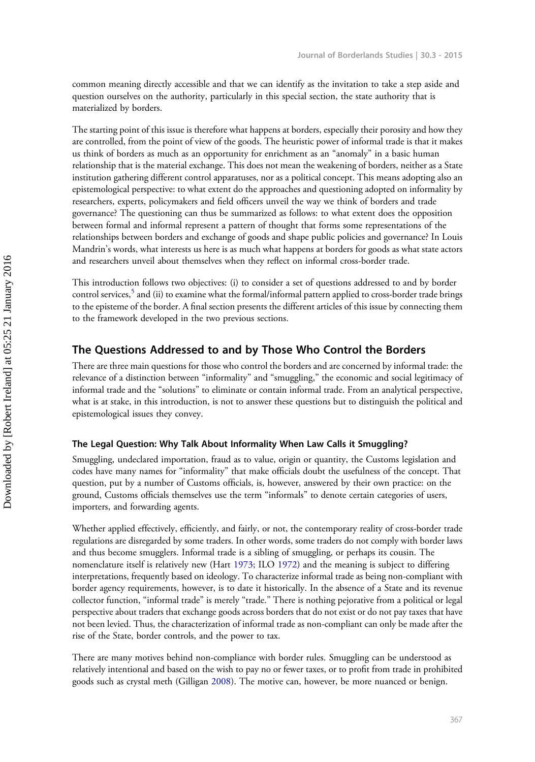common meaning directly accessible and that we can identify as the invitation to take a step aside and question ourselves on the authority, particularly in this special section, the state authority that is materialized by borders.

The starting point of this issue is therefore what happens at borders, especially their porosity and how they are controlled, from the point of view of the goods. The heuristic power of informal trade is that it makes us think of borders as much as an opportunity for enrichment as an "anomaly" in a basic human relationship that is the material exchange. This does not mean the weakening of borders, neither as a State institution gathering different control apparatuses, nor as a political concept. This means adopting also an epistemological perspective: to what extent do the approaches and questioning adopted on informality by researchers, experts, policymakers and field officers unveil the way we think of borders and trade governance? The questioning can thus be summarized as follows: to what extent does the opposition between formal and informal represent a pattern of thought that forms some representations of the relationships between borders and exchange of goods and shape public policies and governance? In Louis Mandrin's words, what interests us here is as much what happens at borders for goods as what state actors and researchers unveil about themselves when they reflect on informal cross-border trade.

This introduction follows two objectives: (i) to consider a set of questions addressed to and by border control services,[5] and (ii) to examine what the formal/informal pattern applied to cross-border trade brings to the episteme of the border. A final section presents the different articles of this issue by connecting them to the framework developed in the two previous sections.

## The Questions Addressed to and by Those Who Control the Borders

There are three main questions for those who control the borders and are concerned by informal trade: the relevance of a distinction between "informality" and "smuggling," the economic and social legitimacy of informal trade and the "solutions" to eliminate or contain informal trade. From an analytical perspective, what is at stake, in this introduction, is not to answer these questions but to distinguish the political and epistemological issues they convey.

### The Legal Question: Why Talk About Informality When Law Calls it Smuggling?

Smuggling, undeclared importation, fraud as to value, origin or quantity, the Customs legislation and codes have many names for "informality" that make officials doubt the usefulness of the concept. That question, put by a number of Customs officials, is, however, answered by their own practice: on the ground, Customs officials themselves use the term "informals" to denote certain categories of users, importers, and forwarding agents.

Whether applied effectively, efficiently, and fairly, or not, the contemporary reality of cross-border trade regulations are disregarded by some traders. In other words, some traders do not comply with border laws and thus become smugglers. Informal trade is a sibling of smuggling, or perhaps its cousin. The nomenclature itself is relatively new (Hart 1973; ILO 1972) and the meaning is subject to differing interpretations, frequently based on ideology. To characterize informal trade as being non-compliant with border agency requirements, however, is to date it historically. In the absence of a State and its revenue collector function, "informal trade" is merely "trade." There is nothing pejorative from a political or legal perspective about traders that exchange goods across borders that do not exist or do not pay taxes that have not been levied. Thus, the characterization of informal trade as non-compliant can only be made after the rise of the State, border controls, and the power to tax.

There are many motives behind non-compliance with border rules. Smuggling can be understood as relatively intentional and based on the wish to pay no or fewer taxes, or to profit from trade in prohibited goods such as crystal meth (Gilligan 2008). The motive can, however, be more nuanced or benign.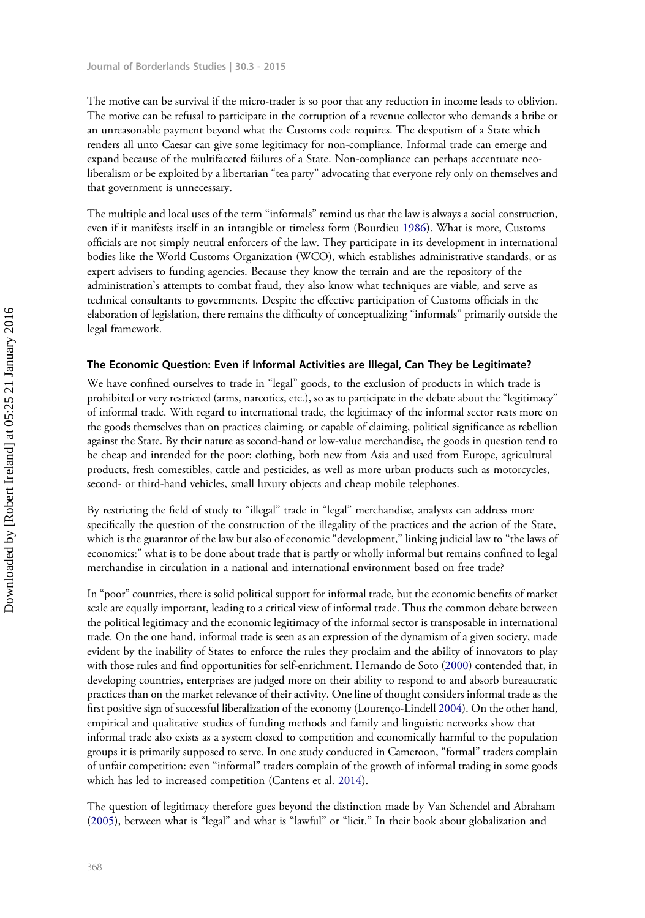The motive can be survival if the micro-trader is so poor that any reduction in income leads to oblivion. The motive can be refusal to participate in the corruption of a revenue collector who demands a bribe or an unreasonable payment beyond what the Customs code requires. The despotism of a State which renders all unto Caesar can give some legitimacy for non-compliance. Informal trade can emerge and expand because of the multifaceted failures of a State. Non-compliance can perhaps accentuate neo-liberalism or be exploited by a libertarian "tea party" advocating that everyone rely only on themselves and that government is unnecessary.

The multiple and local uses of the term "informals" remind us that the law is always a social construction, even if it manifests itself in an intangible or timeless form (Bourdieu 1986). What is more, Customs officials are not simply neutral enforcers of the law. They participate in its development in international bodies like the World Customs Organization (WCO), which establishes administrative standards, or as expert advisers to funding agencies. Because they know the terrain and are the repository of the administration's attempts to combat fraud, they also know what techniques are viable, and serve as technical consultants to governments. Despite the effective participation of Customs officials in the elaboration of legislation, there remains the difficulty of conceptualizing "informals" primarily outside the legal framework.

## The Economic Question: Even if Informal Activities are Illegal, Can They be Legitimate?

We have confined ourselves to trade in "legal" goods, to the exclusion of products in which trade is prohibited or very restricted (arms, narcotics, etc.), so as to participate in the debate about the "legitimacy" of informal trade. With regard to international trade, the legitimacy of the informal sector rests more on the goods themselves than on practices claiming, or capable of claiming, political significance as rebellion against the State. By their nature as second-hand or low-value merchandise, the goods in question tend to be cheap and intended for the poor: clothing, both new from Asia and used from Europe, agricultural products, fresh comestibles, cattle and pesticides, as well as more urban products such as motorcycles, second- or third-hand vehicles, small luxury objects and cheap mobile telephones.

By restricting the field of study to "illegal" trade in "legal" merchandise, analysts can address more specifically the question of the construction of the illegality of the practices and the action of the State, which is the guarantor of the law but also of economic "development," linking judicial law to "the laws of economics:" what is to be done about trade that is partly or wholly informal but remains confined to legal merchandise in circulation in a national and international environment based on free trade?

In "poor" countries, there is solid political support for informal trade, but the economic benefits of market scale are equally important, leading to a critical view of informal trade. Thus the common debate between the political legitimacy and the economic legitimacy of the informal sector is transposable in international trade. On the one hand, informal trade is seen as an expression of the dynamism of a given society, made evident by the inability of States to enforce the rules they proclaim and the ability of innovators to play with those rules and find opportunities for self-enrichment. Hernando de Soto (2000) contended that, in developing countries, enterprises are judged more on their ability to respond to and absorb bureaucratic practices than on the market relevance of their activity. One line of thought considers informal trade as the first positive sign of successful liberalization of the economy (Lourenço-Lindell 2004). On the other hand, empirical and qualitative studies of funding methods and family and linguistic networks show that informal trade also exists as a system closed to competition and economically harmful to the population groups it is primarily supposed to serve. In one study conducted in Cameroon, "formal" traders complain of unfair competition: even "informal" traders complain of the growth of informal trading in some goods which has led to increased competition (Cantens et al. 2014).

The question of legitimacy therefore goes beyond the distinction made by Van Schendel and Abraham (2005), between what is "legal" and what is "lawful" or "licit." In their book about globalization and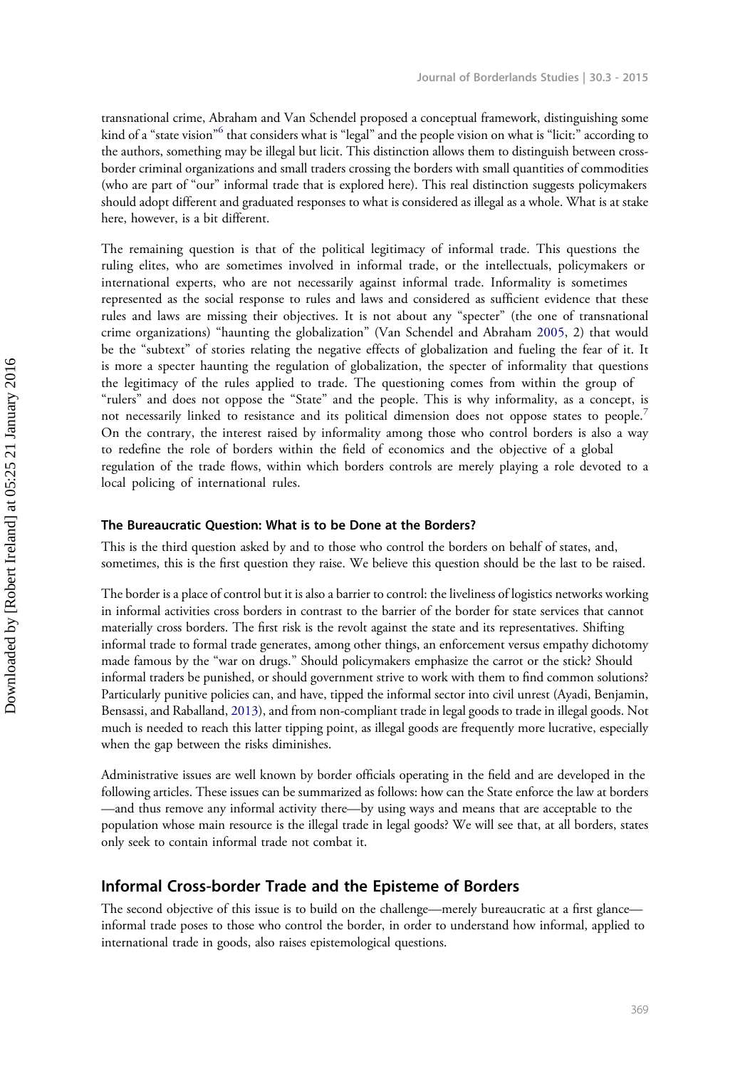transnational crime, Abraham and Van Schendel proposed a conceptual framework, distinguishing some kind of a "state vision"[6] that considers what is "legal" and the people vision on what is "licit:" according to the authors, something may be illegal but licit. This distinction allows them to distinguish between cross-border criminal organizations and small traders crossing the borders with small quantities of commodities (who are part of "our" informal trade that is explored here). This real distinction suggests policymakers should adopt different and graduated responses to what is considered as illegal as a whole. What is at stake here, however, is a bit different.

The remaining question is that of the political legitimacy of informal trade. This questions the ruling elites, who are sometimes involved in informal trade, or the intellectuals, policymakers or international experts, who are not necessarily against informal trade. Informality is sometimes represented as the social response to rules and laws and considered as sufficient evidence that these rules and laws are missing their objectives. It is not about any "specter" (the one of transnational crime organizations) "haunting the globalization" (Van Schendel and Abraham 2005, 2) that would be the "subtext" of stories relating the negative effects of globalization and fueling the fear of it. It is more a specter haunting the regulation of globalization, the specter of informality that questions the legitimacy of the rules applied to trade. The questioning comes from within the group of "rulers" and does not oppose the "State" and the people. This is why informality, as a concept, is not necessarily linked to resistance and its political dimension does not oppose states to people.[7] On the contrary, the interest raised by informality among those who control borders is also a way to redefine the role of borders within the field of economics and the objective of a global regulation of the trade flows, within which borders controls are merely playing a role devoted to a local policing of international rules.

### The Bureaucratic Question: What is to be Done at the Borders?

This is the third question asked by and to those who control the borders on behalf of states, and, sometimes, this is the first question they raise. We believe this question should be the last to be raised.

The border is a place of control but it is also a barrier to control: the liveliness of logistics networks working in informal activities cross borders in contrast to the barrier of the border for state services that cannot materially cross borders. The first risk is the revolt against the state and its representatives. Shifting informal trade to formal trade generates, among other things, an enforcement versus empathy dichotomy made famous by the "war on drugs." Should policymakers emphasize the carrot or the stick? Should informal traders be punished, or should government strive to work with them to find common solutions? Particularly punitive policies can, and have, tipped the informal sector into civil unrest (Ayadi, Benjamin, Bensassi, and Raballand, 2013), and from non-compliant trade in legal goods to trade in illegal goods. Not much is needed to reach this latter tipping point, as illegal goods are frequently more lucrative, especially when the gap between the risks diminishes.

Administrative issues are well known by border officials operating in the field and are developed in the following articles. These issues can be summarized as follows: how can the State enforce the law at borders —and thus remove any informal activity there—by using ways and means that are acceptable to the population whose main resource is the illegal trade in legal goods? We will see that, at all borders, states only seek to contain informal trade not combat it.

## Informal Cross-border Trade and the Episteme of Borders

The second objective of this issue is to build on the challenge—merely bureaucratic at a first glance—informal trade poses to those who control the border, in order to understand how informal, applied to international trade in goods, also raises epistemological questions.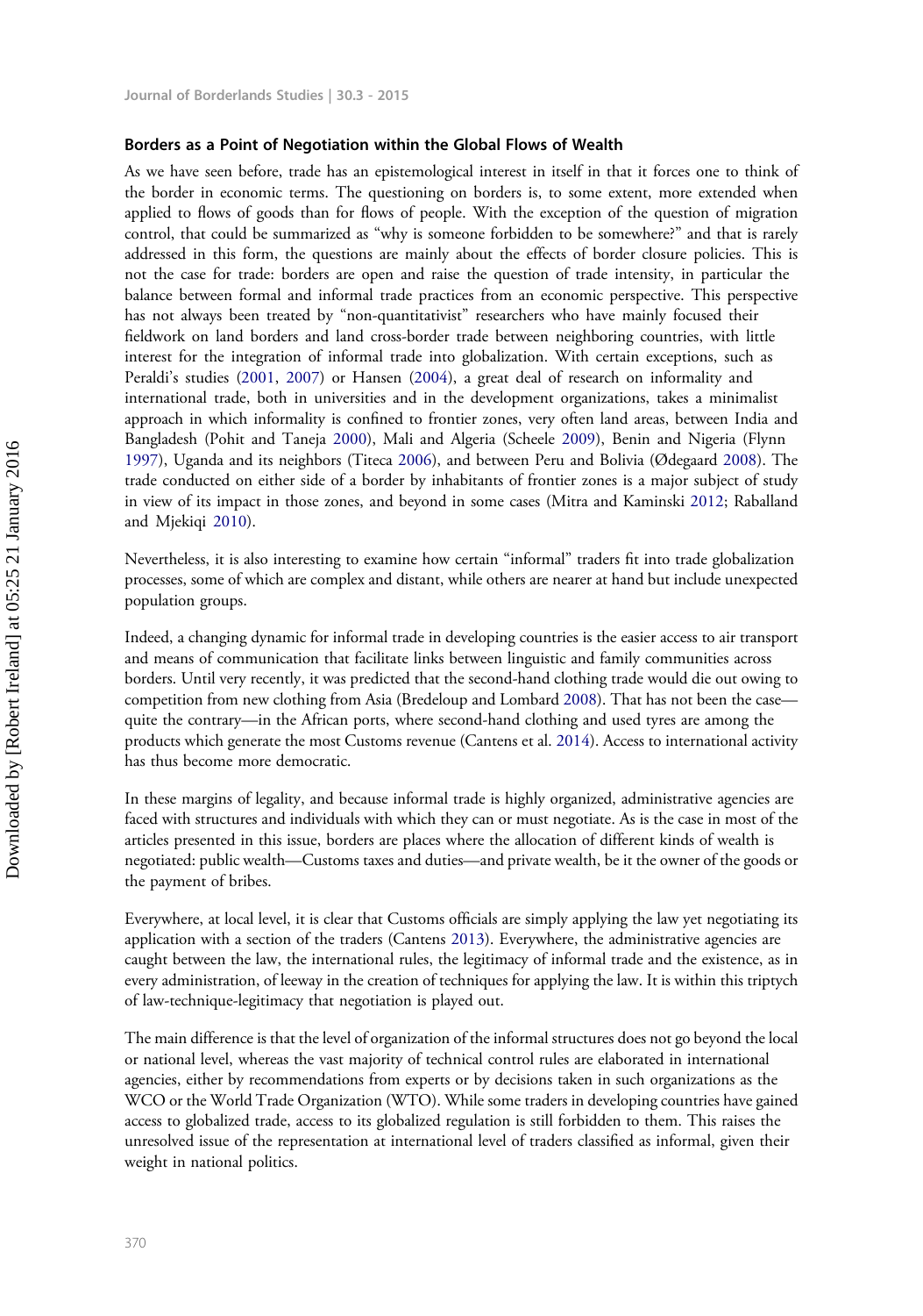### Borders as a Point of Negotiation within the Global Flows of Wealth

As we have seen before, trade has an epistemological interest in itself in that it forces one to think of the border in economic terms. The questioning on borders is, to some extent, more extended when applied to flows of goods than for flows of people. With the exception of the question of migration control, that could be summarized as "why is someone forbidden to be somewhere?" and that is rarely addressed in this form, the questions are mainly about the effects of border closure policies. This is not the case for trade: borders are open and raise the question of trade intensity, in particular the balance between formal and informal trade practices from an economic perspective. This perspective has not always been treated by "non-quantitativist" researchers who have mainly focused their fieldwork on land borders and land cross-border trade between neighboring countries, with little interest for the integration of informal trade into globalization. With certain exceptions, such as Peraldi's studies (2001, 2007) or Hansen (2004), a great deal of research on informality and international trade, both in universities and in the development organizations, takes a minimalist approach in which informality is confined to frontier zones, very often land areas, between India and Bangladesh (Pohit and Taneja 2000), Mali and Algeria (Scheele 2009), Benin and Nigeria (Flynn 1997), Uganda and its neighbors (Titeca 2006), and between Peru and Bolivia (Ødegaard 2008). The trade conducted on either side of a border by inhabitants of frontier zones is a major subject of study in view of its impact in those zones, and beyond in some cases (Mitra and Kaminski 2012; Raballand and Mjekiqi 2010).

Nevertheless, it is also interesting to examine how certain "informal" traders fit into trade globalization processes, some of which are complex and distant, while others are nearer at hand but include unexpected population groups.

Indeed, a changing dynamic for informal trade in developing countries is the easier access to air transport and means of communication that facilitate links between linguistic and family communities across borders. Until very recently, it was predicted that the second-hand clothing trade would die out owing to competition from new clothing from Asia (Bredeloup and Lombard 2008). That has not been the case—quite the contrary—in the African ports, where second-hand clothing and used tyres are among the products which generate the most Customs revenue (Cantens et al. 2014). Access to international activity has thus become more democratic.

In these margins of legality, and because informal trade is highly organized, administrative agencies are faced with structures and individuals with which they can or must negotiate. As is the case in most of the articles presented in this issue, borders are places where the allocation of different kinds of wealth is negotiated: public wealth—Customs taxes and duties—and private wealth, be it the owner of the goods or the payment of bribes.

Everywhere, at local level, it is clear that Customs officials are simply applying the law yet negotiating its application with a section of the traders (Cantens 2013). Everywhere, the administrative agencies are caught between the law, the international rules, the legitimacy of informal trade and the existence, as in every administration, of leeway in the creation of techniques for applying the law. It is within this triptych of law-technique-legitimacy that negotiation is played out.

The main difference is that the level of organization of the informal structures does not go beyond the local or national level, whereas the vast majority of technical control rules are elaborated in international agencies, either by recommendations from experts or by decisions taken in such organizations as the WCO or the World Trade Organization (WTO). While some traders in developing countries have gained access to globalized trade, access to its globalized regulation is still forbidden to them. This raises the unresolved issue of the representation at international level of traders classified as informal, given their weight in national politics.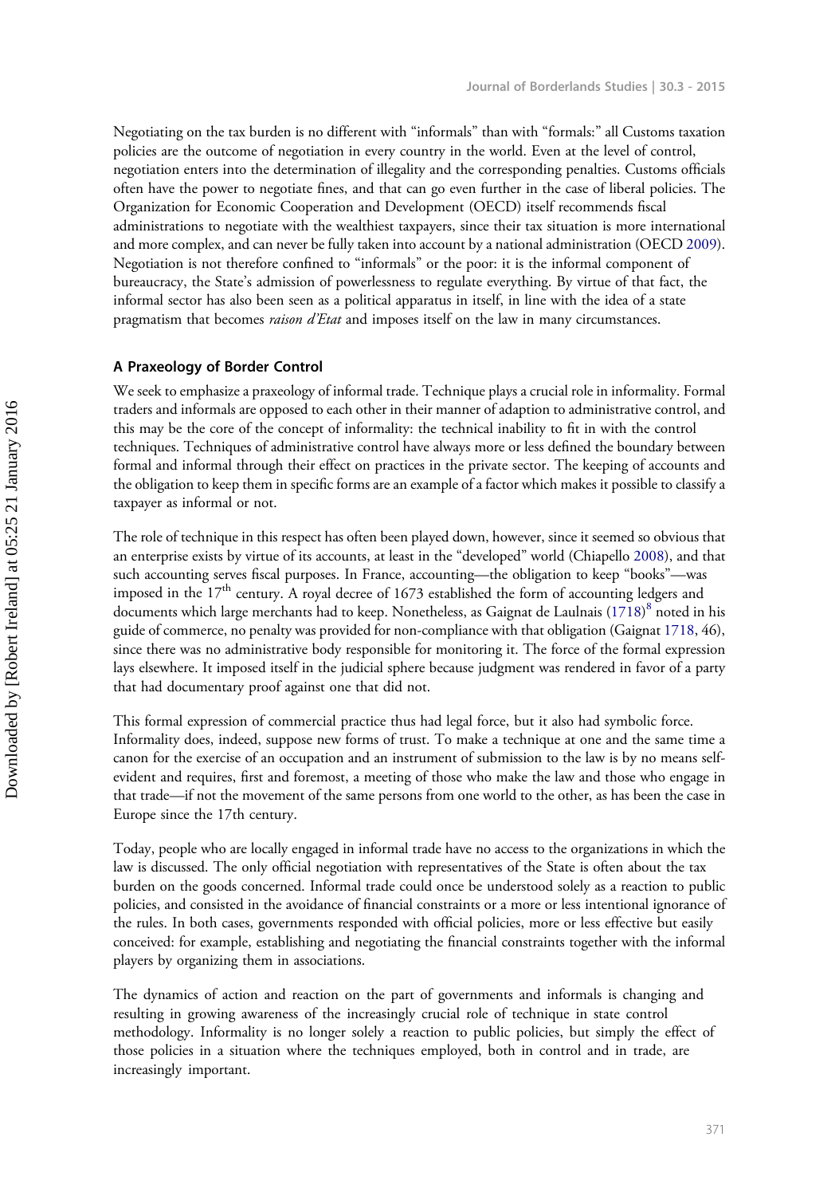Negotiating on the tax burden is no different with "informals" than with "formals:" all Customs taxation policies are the outcome of negotiation in every country in the world. Even at the level of control, negotiation enters into the determination of illegality and the corresponding penalties. Customs officials often have the power to negotiate fines, and that can go even further in the case of liberal policies. The Organization for Economic Cooperation and Development (OECD) itself recommends fiscal administrations to negotiate with the wealthiest taxpayers, since their tax situation is more international and more complex, and can never be fully taken into account by a national administration (OECD 2009). Negotiation is not therefore confined to "informals" or the poor: it is the informal component of bureaucracy, the State's admission of powerlessness to regulate everything. By virtue of that fact, the informal sector has also been seen as a political apparatus in itself, in line with the idea of a state pragmatism that becomes *raison d'Etat* and imposes itself on the law in many circumstances.

#### A Praxeology of Border Control

We seek to emphasize a praxeology of informal trade. Technique plays a crucial role in informality. Formal traders and informals are opposed to each other in their manner of adaption to administrative control, and this may be the core of the concept of informality: the technical inability to fit in with the control techniques. Techniques of administrative control have always more or less defined the boundary between formal and informal through their effect on practices in the private sector. The keeping of accounts and the obligation to keep them in specific forms are an example of a factor which makes it possible to classify a taxpayer as informal or not.

The role of technique in this respect has often been played down, however, since it seemed so obvious that an enterprise exists by virtue of its accounts, at least in the "developed" world (Chiapello 2008), and that such accounting serves fiscal purposes. In France, accounting—the obligation to keep "books"—was imposed in the 17[th] century. A royal decree of 1673 established the form of accounting ledgers and documents which large merchants had to keep. Nonetheless, as Gaignat de Laulnais (1718)[8] noted in his guide of commerce, no penalty was provided for non-compliance with that obligation (Gaignat 1718, 46), since there was no administrative body responsible for monitoring it. The force of the formal expression lays elsewhere. It imposed itself in the judicial sphere because judgment was rendered in favor of a party that had documentary proof against one that did not.

This formal expression of commercial practice thus had legal force, but it also had symbolic force. Informality does, indeed, suppose new forms of trust. To make a technique at one and the same time a canon for the exercise of an occupation and an instrument of submission to the law is by no means self-evident and requires, first and foremost, a meeting of those who make the law and those who engage in that trade—if not the movement of the same persons from one world to the other, as has been the case in Europe since the 17th century.

Today, people who are locally engaged in informal trade have no access to the organizations in which the law is discussed. The only official negotiation with representatives of the State is often about the tax burden on the goods concerned. Informal trade could once be understood solely as a reaction to public policies, and consisted in the avoidance of financial constraints or a more or less intentional ignorance of the rules. In both cases, governments responded with official policies, more or less effective but easily conceived: for example, establishing and negotiating the financial constraints together with the informal players by organizing them in associations.

The dynamics of action and reaction on the part of governments and informals is changing and resulting in growing awareness of the increasingly crucial role of technique in state control methodology. Informality is no longer solely a reaction to public policies, but simply the effect of those policies in a situation where the techniques employed, both in control and in trade, are increasingly important.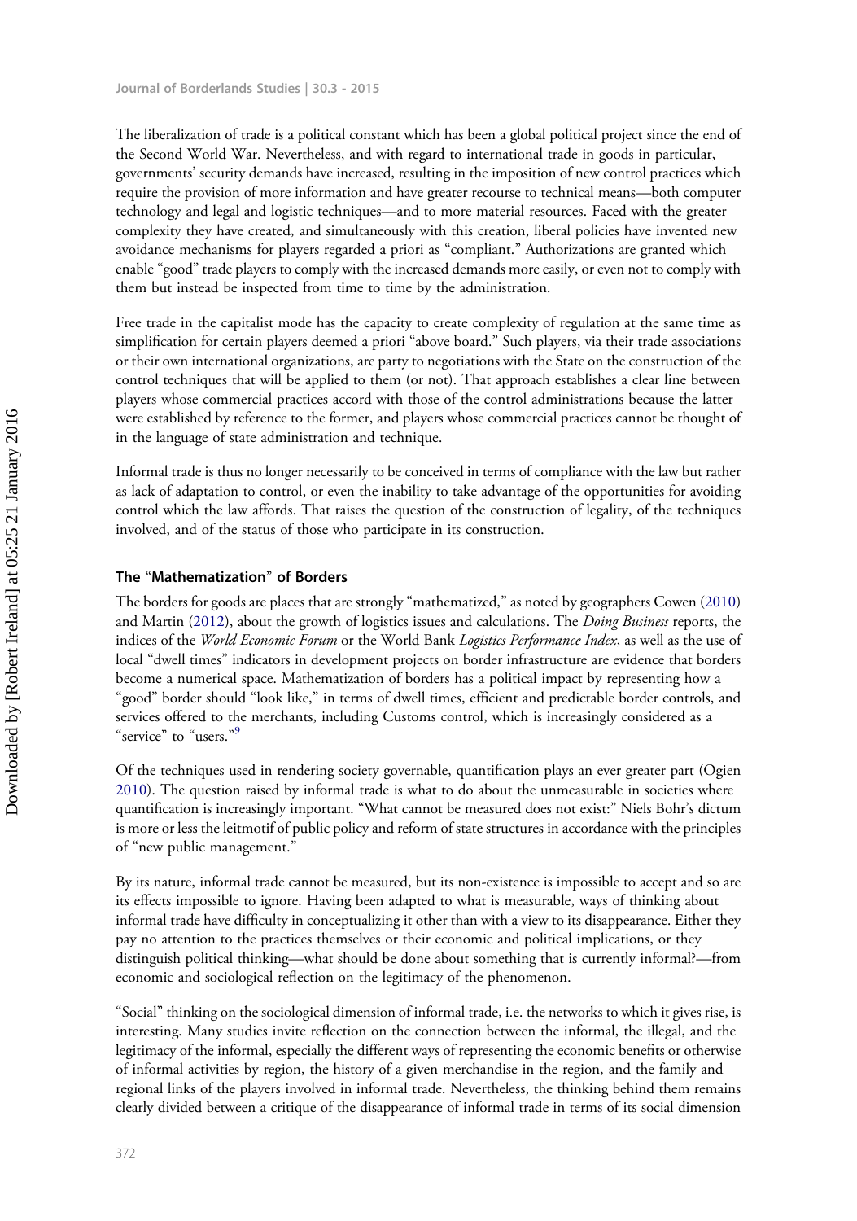The liberalization of trade is a political constant which has been a global political project since the end of the Second World War. Nevertheless, and with regard to international trade in goods in particular, governments' security demands have increased, resulting in the imposition of new control practices which require the provision of more information and have greater recourse to technical means—both computer technology and legal and logistic techniques—and to more material resources. Faced with the greater complexity they have created, and simultaneously with this creation, liberal policies have invented new avoidance mechanisms for players regarded a priori as "compliant." Authorizations are granted which enable "good" trade players to comply with the increased demands more easily, or even not to comply with them but instead be inspected from time to time by the administration.

Free trade in the capitalist mode has the capacity to create complexity of regulation at the same time as simplification for certain players deemed a priori "above board." Such players, via their trade associations or their own international organizations, are party to negotiations with the State on the construction of the control techniques that will be applied to them (or not). That approach establishes a clear line between players whose commercial practices accord with those of the control administrations because the latter were established by reference to the former, and players whose commercial practices cannot be thought of in the language of state administration and technique.

Informal trade is thus no longer necessarily to be conceived in terms of compliance with the law but rather as lack of adaptation to control, or even the inability to take advantage of the opportunities for avoiding control which the law affords. That raises the question of the construction of legality, of the techniques involved, and of the status of those who participate in its construction.

### The "Mathematization" of Borders

The borders for goods are places that are strongly "mathematized," as noted by geographers Cowen (2010) and Martin (2012), about the growth of logistics issues and calculations. The *Doing Business* reports, the indices of the *World Economic Forum* or the World Bank *Logistics Performance Index*, as well as the use of local "dwell times" indicators in development projects on border infrastructure are evidence that borders become a numerical space. Mathematization of borders has a political impact by representing how a "good" border should "look like," in terms of dwell times, efficient and predictable border controls, and services offered to the merchants, including Customs control, which is increasingly considered as a "service" to "users."[9]

Of the techniques used in rendering society governable, quantification plays an ever greater part (Ogien 2010). The question raised by informal trade is what to do about the unmeasurable in societies where quantification is increasingly important. "What cannot be measured does not exist:" Niels Bohr's dictum is more or less the leitmotif of public policy and reform of state structures in accordance with the principles of "new public management."

By its nature, informal trade cannot be measured, but its non-existence is impossible to accept and so are its effects impossible to ignore. Having been adapted to what is measurable, ways of thinking about informal trade have difficulty in conceptualizing it other than with a view to its disappearance. Either they pay no attention to the practices themselves or their economic and political implications, or they distinguish political thinking—what should be done about something that is currently informal?—from economic and sociological reflection on the legitimacy of the phenomenon.

"Social" thinking on the sociological dimension of informal trade, i.e. the networks to which it gives rise, is interesting. Many studies invite reflection on the connection between the informal, the illegal, and the legitimacy of the informal, especially the different ways of representing the economic benefits or otherwise of informal activities by region, the history of a given merchandise in the region, and the family and regional links of the players involved in informal trade. Nevertheless, the thinking behind them remains clearly divided between a critique of the disappearance of informal trade in terms of its social dimension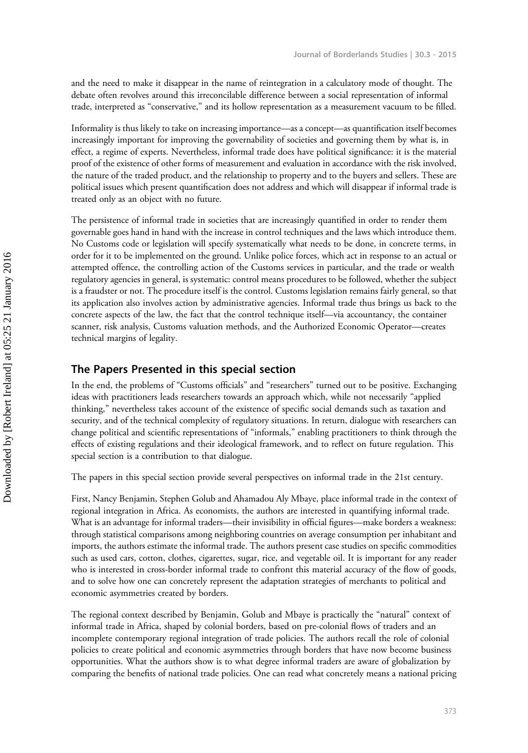and the need to make it disappear in the name of reintegration in a calculatory mode of thought. The debate often revolves around this irreconcilable difference between a social representation of informal trade, interpreted as "conservative," and its hollow representation as a measurement vacuum to be filled.

Informality is thus likely to take on increasing importance—as a concept—as quantification itself becomes increasingly important for improving the governability of societies and governing them by what is, in effect, a regime of experts. Nevertheless, informal trade does have political significance: it is the material proof of the existence of other forms of measurement and evaluation in accordance with the risk involved, the nature of the traded product, and the relationship to property and to the buyers and sellers. These are political issues which present quantification does not address and which will disappear if informal trade is treated only as an object with no future.

The persistence of informal trade in societies that are increasingly quantified in order to render them governable goes hand in hand with the increase in control techniques and the laws which introduce them. No Customs code or legislation will specify systematically what needs to be done, in concrete terms, in order for it to be implemented on the ground. Unlike police forces, which act in response to an actual or attempted offence, the controlling action of the Customs services in particular, and the trade or wealth regulatory agencies in general, is systematic: control means procedures to be followed, whether the subject is a fraudster or not. The procedure itself is the control. Customs legislation remains fairly general, so that its application also involves action by administrative agencies. Informal trade thus brings us back to the concrete aspects of the law, the fact that the control technique itself—via accountancy, the container scanner, risk analysis, Customs valuation methods, and the Authorized Economic Operator—creates technical margins of legality.

## The Papers Presented in this special section

In the end, the problems of "Customs officials" and "researchers" turned out to be positive. Exchanging ideas with practitioners leads researchers towards an approach which, while not necessarily "applied thinking," nevertheless takes account of the existence of specific social demands such as taxation and security, and of the technical complexity of regulatory situations. In return, dialogue with researchers can change political and scientific representations of "informals," enabling practitioners to think through the effects of existing regulations and their ideological framework, and to reflect on future regulation. This special section is a contribution to that dialogue.

The papers in this special section provide several perspectives on informal trade in the 21st century.

First, Nancy Benjamin, Stephen Golub and Ahamadou Aly Mbaye, place informal trade in the context of regional integration in Africa. As economists, the authors are interested in quantifying informal trade. What is an advantage for informal traders—their invisibility in official figures—make borders a weakness: through statistical comparisons among neighboring countries on average consumption per inhabitant and imports, the authors estimate the informal trade. The authors present case studies on specific commodities such as used cars, cotton, clothes, cigarettes, sugar, rice, and vegetable oil. It is important for any reader who is interested in cross-border informal trade to confront this material accuracy of the flow of goods, and to solve how one can concretely represent the adaptation strategies of merchants to political and economic asymmetries created by borders.

The regional context described by Benjamin, Golub and Mbaye is practically the "natural" context of informal trade in Africa, shaped by colonial borders, based on pre-colonial flows of traders and an incomplete contemporary regional integration of trade policies. The authors recall the role of colonial policies to create political and economic asymmetries through borders that have now become business opportunities. What the authors show is to what degree informal traders are aware of globalization by comparing the benefits of national trade policies. One can read what concretely means a national pricing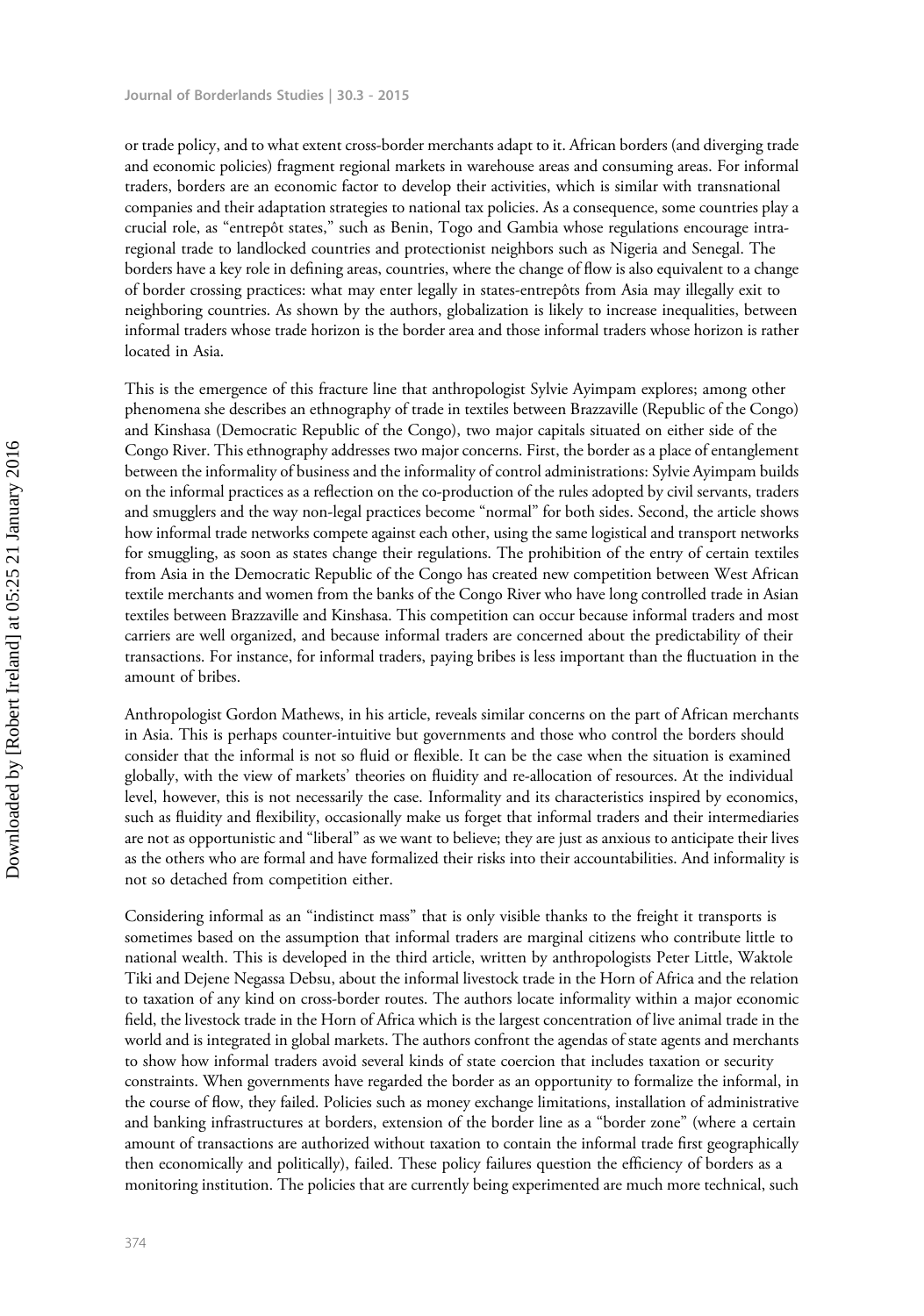or trade policy, and to what extent cross-border merchants adapt to it. African borders (and diverging trade and economic policies) fragment regional markets in warehouse areas and consuming areas. For informal traders, borders are an economic factor to develop their activities, which is similar with transnational companies and their adaptation strategies to national tax policies. As a consequence, some countries play a crucial role, as "entrepôt states," such as Benin, Togo and Gambia whose regulations encourage intra-regional trade to landlocked countries and protectionist neighbors such as Nigeria and Senegal. The borders have a key role in defining areas, countries, where the change of flow is also equivalent to a change of border crossing practices: what may enter legally in states-entrepôts from Asia may illegally exit to neighboring countries. As shown by the authors, globalization is likely to increase inequalities, between informal traders whose trade horizon is the border area and those informal traders whose horizon is rather located in Asia.

This is the emergence of this fracture line that anthropologist Sylvie Ayimpam explores; among other phenomena she describes an ethnography of trade in textiles between Brazzaville (Republic of the Congo) and Kinshasa (Democratic Republic of the Congo), two major capitals situated on either side of the Congo River. This ethnography addresses two major concerns. First, the border as a place of entanglement between the informality of business and the informality of control administrations: Sylvie Ayimpam builds on the informal practices as a reflection on the co-production of the rules adopted by civil servants, traders and smugglers and the way non-legal practices become "normal" for both sides. Second, the article shows how informal trade networks compete against each other, using the same logistical and transport networks for smuggling, as soon as states change their regulations. The prohibition of the entry of certain textiles from Asia in the Democratic Republic of the Congo has created new competition between West African textile merchants and women from the banks of the Congo River who have long controlled trade in Asian textiles between Brazzaville and Kinshasa. This competition can occur because informal traders and most carriers are well organized, and because informal traders are concerned about the predictability of their transactions. For instance, for informal traders, paying bribes is less important than the fluctuation in the amount of bribes.

Anthropologist Gordon Mathews, in his article, reveals similar concerns on the part of African merchants in Asia. This is perhaps counter-intuitive but governments and those who control the borders should consider that the informal is not so fluid or flexible. It can be the case when the situation is examined globally, with the view of markets' theories on fluidity and re-allocation of resources. At the individual level, however, this is not necessarily the case. Informality and its characteristics inspired by economics, such as fluidity and flexibility, occasionally make us forget that informal traders and their intermediaries are not as opportunistic and "liberal" as we want to believe; they are just as anxious to anticipate their lives as the others who are formal and have formalized their risks into their accountabilities. And informality is not so detached from competition either.

Considering informal as an "indistinct mass" that is only visible thanks to the freight it transports is sometimes based on the assumption that informal traders are marginal citizens who contribute little to national wealth. This is developed in the third article, written by anthropologists Peter Little, Waktole Tiki and Dejene Negassa Debsu, about the informal livestock trade in the Horn of Africa and the relation to taxation of any kind on cross-border routes. The authors locate informality within a major economic field, the livestock trade in the Horn of Africa which is the largest concentration of live animal trade in the world and is integrated in global markets. The authors confront the agendas of state agents and merchants to show how informal traders avoid several kinds of state coercion that includes taxation or security constraints. When governments have regarded the border as an opportunity to formalize the informal, in the course of flow, they failed. Policies such as money exchange limitations, installation of administrative and banking infrastructures at borders, extension of the border line as a "border zone" (where a certain amount of transactions are authorized without taxation to contain the informal trade first geographically then economically and politically), failed. These policy failures question the efficiency of borders as a monitoring institution. The policies that are currently being experimented are much more technical, such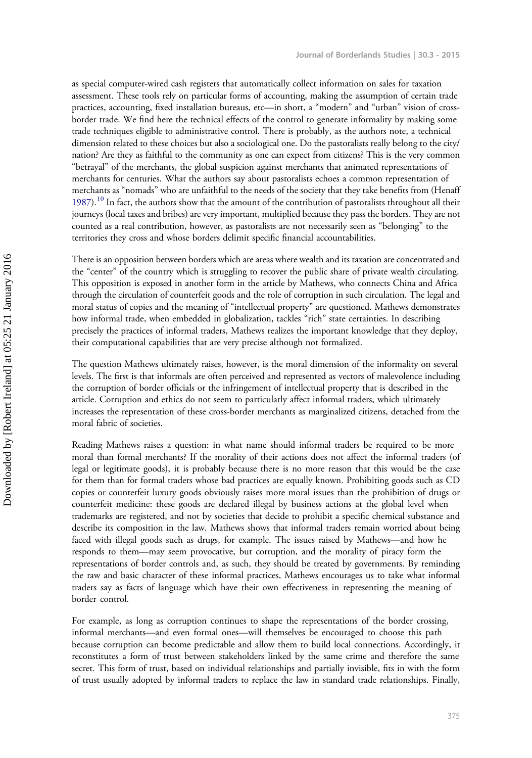as special computer-wired cash registers that automatically collect information on sales for taxation assessment. These tools rely on particular forms of accounting, making the assumption of certain trade practices, accounting, fixed installation bureaus, etc—in short, a "modern" and "urban" vision of cross-border trade. We find here the technical effects of the control to generate informality by making some trade techniques eligible to administrative control. There is probably, as the authors note, a technical dimension related to these choices but also a sociological one. Do the pastoralists really belong to the city/nation? Are they as faithful to the community as one can expect from citizens? This is the very common "betrayal" of the merchants, the global suspicion against merchants that animated representations of merchants for centuries. What the authors say about pastoralists echoes a common representation of merchants as "nomads" who are unfaithful to the needs of the society that they take benefits from (Henaff 1987).[10] In fact, the authors show that the amount of the contribution of pastoralists throughout all their journeys (local taxes and bribes) are very important, multiplied because they pass the borders. They are not counted as a real contribution, however, as pastoralists are not necessarily seen as "belonging" to the territories they cross and whose borders delimit specific financial accountabilities.

There is an opposition between borders which are areas where wealth and its taxation are concentrated and the "center" of the country which is struggling to recover the public share of private wealth circulating. This opposition is exposed in another form in the article by Mathews, who connects China and Africa through the circulation of counterfeit goods and the role of corruption in such circulation. The legal and moral status of copies and the meaning of "intellectual property" are questioned. Mathews demonstrates how informal trade, when embedded in globalization, tackles "rich" state certainties. In describing precisely the practices of informal traders, Mathews realizes the important knowledge that they deploy, their computational capabilities that are very precise although not formalized.

The question Mathews ultimately raises, however, is the moral dimension of the informality on several levels. The first is that informals are often perceived and represented as vectors of malevolence including the corruption of border officials or the infringement of intellectual property that is described in the article. Corruption and ethics do not seem to particularly affect informal traders, which ultimately increases the representation of these cross-border merchants as marginalized citizens, detached from the moral fabric of societies.

Reading Mathews raises a question: in what name should informal traders be required to be more moral than formal merchants? If the morality of their actions does not affect the informal traders (of legal or legitimate goods), it is probably because there is no more reason that this would be the case for them than for formal traders whose bad practices are equally known. Prohibiting goods such as CD copies or counterfeit luxury goods obviously raises more moral issues than the prohibition of drugs or counterfeit medicine: these goods are declared illegal by business actions at the global level when trademarks are registered, and not by societies that decide to prohibit a specific chemical substance and describe its composition in the law. Mathews shows that informal traders remain worried about being faced with illegal goods such as drugs, for example. The issues raised by Mathews—and how he responds to them—may seem provocative, but corruption, and the morality of piracy form the representations of border controls and, as such, they should be treated by governments. By reminding the raw and basic character of these informal practices, Mathews encourages us to take what informal traders say as facts of language which have their own effectiveness in representing the meaning of border control.

For example, as long as corruption continues to shape the representations of the border crossing, informal merchants—and even formal ones—will themselves be encouraged to choose this path because corruption can become predictable and allow them to build local connections. Accordingly, it reconstitutes a form of trust between stakeholders linked by the same crime and therefore the same secret. This form of trust, based on individual relationships and partially invisible, fits in with the form of trust usually adopted by informal traders to replace the law in standard trade relationships. Finally,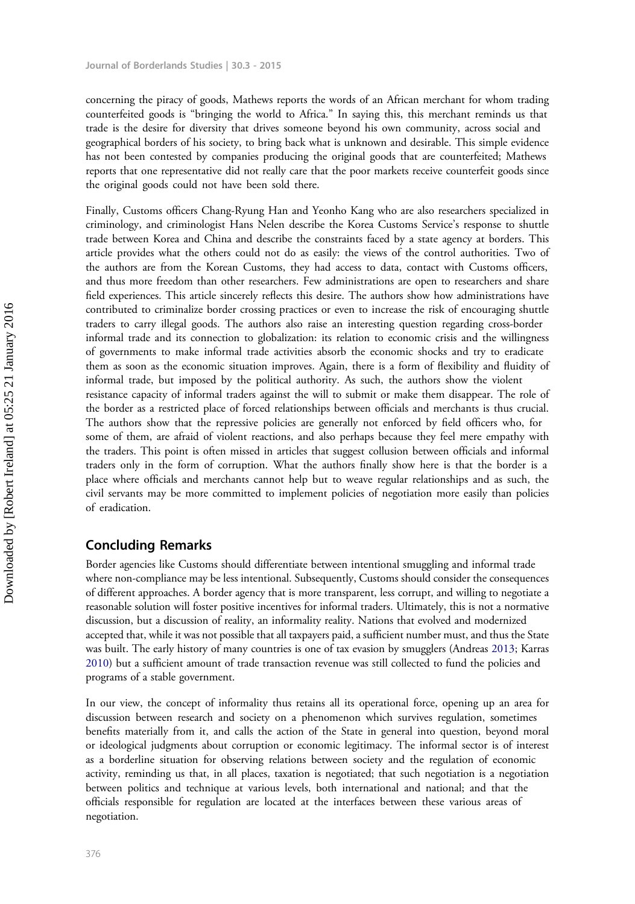concerning the piracy of goods, Mathews reports the words of an African merchant for whom trading counterfeited goods is "bringing the world to Africa." In saying this, this merchant reminds us that trade is the desire for diversity that drives someone beyond his own community, across social and geographical borders of his society, to bring back what is unknown and desirable. This simple evidence has not been contested by companies producing the original goods that are counterfeited; Mathews reports that one representative did not really care that the poor markets receive counterfeit goods since the original goods could not have been sold there.

Finally, Customs officers Chang-Ryung Han and Yeonho Kang who are also researchers specialized in criminology, and criminologist Hans Nelen describe the Korea Customs Service's response to shuttle trade between Korea and China and describe the constraints faced by a state agency at borders. This article provides what the others could not do as easily: the views of the control authorities. Two of the authors are from the Korean Customs, they had access to data, contact with Customs officers, and thus more freedom than other researchers. Few administrations are open to researchers and share field experiences. This article sincerely reflects this desire. The authors show how administrations have contributed to criminalize border crossing practices or even to increase the risk of encouraging shuttle traders to carry illegal goods. The authors also raise an interesting question regarding cross-border informal trade and its connection to globalization: its relation to economic crisis and the willingness of governments to make informal trade activities absorb the economic shocks and try to eradicate them as soon as the economic situation improves. Again, there is a form of flexibility and fluidity of informal trade, but imposed by the political authority. As such, the authors show the violent resistance capacity of informal traders against the will to submit or make them disappear. The role of the border as a restricted place of forced relationships between officials and merchants is thus crucial. The authors show that the repressive policies are generally not enforced by field officers who, for some of them, are afraid of violent reactions, and also perhaps because they feel mere empathy with the traders. This point is often missed in articles that suggest collusion between officials and informal traders only in the form of corruption. What the authors finally show here is that the border is a place where officials and merchants cannot help but to weave regular relationships and as such, the civil servants may be more committed to implement policies of negotiation more easily than policies of eradication.

## Concluding Remarks

Border agencies like Customs should differentiate between intentional smuggling and informal trade where non-compliance may be less intentional. Subsequently, Customs should consider the consequences of different approaches. A border agency that is more transparent, less corrupt, and willing to negotiate a reasonable solution will foster positive incentives for informal traders. Ultimately, this is not a normative discussion, but a discussion of reality, an informality reality. Nations that evolved and modernized accepted that, while it was not possible that all taxpayers paid, a sufficient number must, and thus the State was built. The early history of many countries is one of tax evasion by smugglers (Andreas 2013; Karras 2010) but a sufficient amount of trade transaction revenue was still collected to fund the policies and programs of a stable government.

In our view, the concept of informality thus retains all its operational force, opening up an area for discussion between research and society on a phenomenon which survives regulation, sometimes benefits materially from it, and calls the action of the State in general into question, beyond moral or ideological judgments about corruption or economic legitimacy. The informal sector is of interest as a borderline situation for observing relations between society and the regulation of economic activity, reminding us that, in all places, taxation is negotiated; that such negotiation is a negotiation between politics and technique at various levels, both international and national; and that the officials responsible for regulation are located at the interfaces between these various areas of negotiation.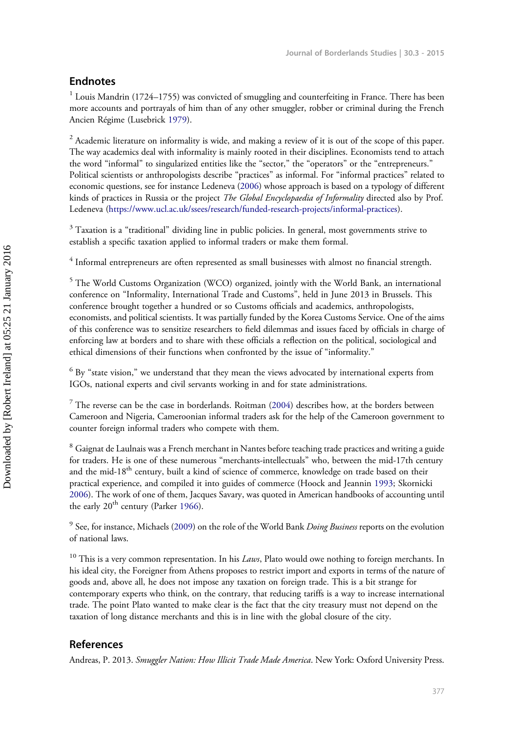## Endnotes

[1] Louis Mandrin (1724–1755) was convicted of smuggling and counterfeiting in France. There has been more accounts and portrayals of him than of any other smuggler, robber or criminal during the French Ancien Régime (Lusebrick 1979).

[2] Academic literature on informality is wide, and making a review of it is out of the scope of this paper. The way academics deal with informality is mainly rooted in their disciplines. Economists tend to attach the word "informal" to singularized entities like the "sector," the "operators" or the "entrepreneurs." Political scientists or anthropologists describe "practices" as informal. For "informal practices" related to economic questions, see for instance Ledeneva (2006) whose approach is based on a typology of different kinds of practices in Russia or the project *The Global Encyclopaedia of Informality* directed also by Prof. Ledeneva (https://www.ucl.ac.uk/ssees/research/funded-research-projects/informal-practices).

[3] Taxation is a "traditional" dividing line in public policies. In general, most governments strive to establish a specific taxation applied to informal traders or make them formal.

[4] Informal entrepreneurs are often represented as small businesses with almost no financial strength.

[5] The World Customs Organization (WCO) organized, jointly with the World Bank, an international conference on "Informality, International Trade and Customs", held in June 2013 in Brussels. This conference brought together a hundred or so Customs officials and academics, anthropologists, economists, and political scientists. It was partially funded by the Korea Customs Service. One of the aims of this conference was to sensitize researchers to field dilemmas and issues faced by officials in charge of enforcing law at borders and to share with these officials a reflection on the political, sociological and ethical dimensions of their functions when confronted by the issue of "informality."

[6] By "state vision," we understand that they mean the views advocated by international experts from IGOs, national experts and civil servants working in and for state administrations.

[7] The reverse can be the case in borderlands. Roitman (2004) describes how, at the borders between Cameroon and Nigeria, Cameroonian informal traders ask for the help of the Cameroon government to counter foreign informal traders who compete with them.

[8] Gaignat de Laulnais was a French merchant in Nantes before teaching trade practices and writing a guide for traders. He is one of these numerous "merchants-intellectuals" who, between the mid-17th century and the mid-18th century, built a kind of science of commerce, knowledge on trade based on their practical experience, and compiled it into guides of commerce (Hoock and Jeannin 1993; Skornicki 2006). The work of one of them, Jacques Savary, was quoted in American handbooks of accounting until the early 20th century (Parker 1966).

[9] See, for instance, Michaels (2009) on the role of the World Bank *Doing Business* reports on the evolution of national laws.

[10] This is a very common representation. In his *Laws*, Plato would owe nothing to foreign merchants. In his ideal city, the Foreigner from Athens proposes to restrict import and exports in terms of the nature of goods and, above all, he does not impose any taxation on foreign trade. This is a bit strange for contemporary experts who think, on the contrary, that reducing tariffs is a way to increase international trade. The point Plato wanted to make clear is the fact that the city treasury must not depend on the taxation of long distance merchants and this is in line with the global closure of the city.

## References

Andreas, P. 2013. *Smuggler Nation: How Illicit Trade Made America*. New York: Oxford University Press.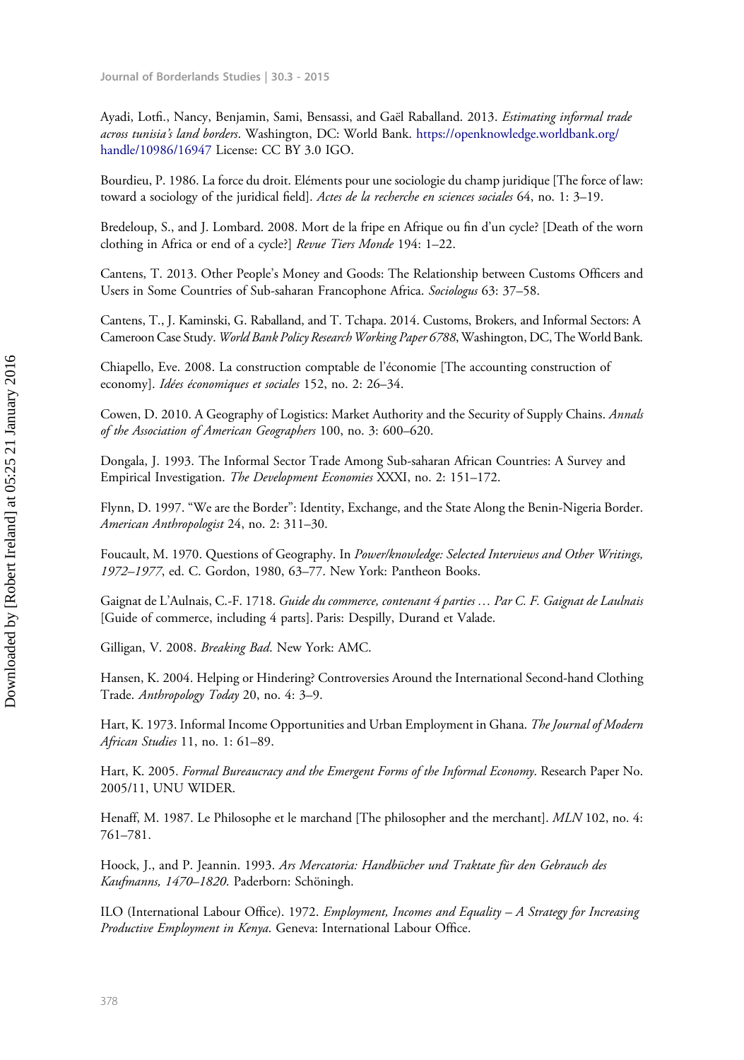Ayadi, Lotfi., Nancy, Benjamin, Sami, Bensassi, and Gaël Raballand. 2013. *Estimating informal trade across tunisia's land borders*. Washington, DC: World Bank. https://openknowledge.worldbank.org/handle/10986/16947 License: CC BY 3.0 IGO.

Bourdieu, P. 1986. La force du droit. Eléments pour une sociologie du champ juridique [The force of law: toward a sociology of the juridical field]. *Actes de la recherche en sciences sociales* 64, no. 1: 3–19.

Bredeloup, S., and J. Lombard. 2008. Mort de la fripe en Afrique ou fin d'un cycle? [Death of the worn clothing in Africa or end of a cycle?] *Revue Tiers Monde* 194: 1–22.

Cantens, T. 2013. Other People's Money and Goods: The Relationship between Customs Officers and Users in Some Countries of Sub-saharan Francophone Africa. *Sociologus* 63: 37–58.

Cantens, T., J. Kaminski, G. Raballand, and T. Tchapa. 2014. Customs, Brokers, and Informal Sectors: A Cameroon Case Study. *World Bank Policy Research Working Paper 6788*, Washington, DC, The World Bank.

Chiapello, Eve. 2008. La construction comptable de l'économie [The accounting construction of economy]. *Idées économiques et sociales* 152, no. 2: 26–34.

Cowen, D. 2010. A Geography of Logistics: Market Authority and the Security of Supply Chains. *Annals of the Association of American Geographers* 100, no. 3: 600–620.

Dongala, J. 1993. The Informal Sector Trade Among Sub-saharan African Countries: A Survey and Empirical Investigation. *The Development Economies* XXXI, no. 2: 151–172.

Flynn, D. 1997. "We are the Border": Identity, Exchange, and the State Along the Benin-Nigeria Border. *American Anthropologist* 24, no. 2: 311–30.

Foucault, M. 1970. Questions of Geography. In *Power/knowledge: Selected Interviews and Other Writings, 1972–1977*, ed. C. Gordon, 1980, 63–77. New York: Pantheon Books.

Gaignat de L'Aulnais, C.-F. 1718. *Guide du commerce, contenant 4 parties … Par C. F. Gaignat de Laulnais* [Guide of commerce, including 4 parts]. Paris: Despilly, Durand et Valade.

Gilligan, V. 2008. *Breaking Bad*. New York: AMC.

Hansen, K. 2004. Helping or Hindering? Controversies Around the International Second-hand Clothing Trade. *Anthropology Today* 20, no. 4: 3–9.

Hart, K. 1973. Informal Income Opportunities and Urban Employment in Ghana. *The Journal of Modern African Studies* 11, no. 1: 61–89.

Hart, K. 2005. *Formal Bureaucracy and the Emergent Forms of the Informal Economy*. Research Paper No. 2005/11, UNU WIDER.

Henaff, M. 1987. Le Philosophe et le marchand [The philosopher and the merchant]. *MLN* 102, no. 4: 761–781.

Hoock, J., and P. Jeannin. 1993. *Ars Mercatoria: Handbücher und Traktate für den Gebrauch des Kaufmanns, 1470–1820*. Paderborn: Schöningh.

ILO (International Labour Office). 1972. *Employment, Incomes and Equality – A Strategy for Increasing Productive Employment in Kenya*. Geneva: International Labour Office.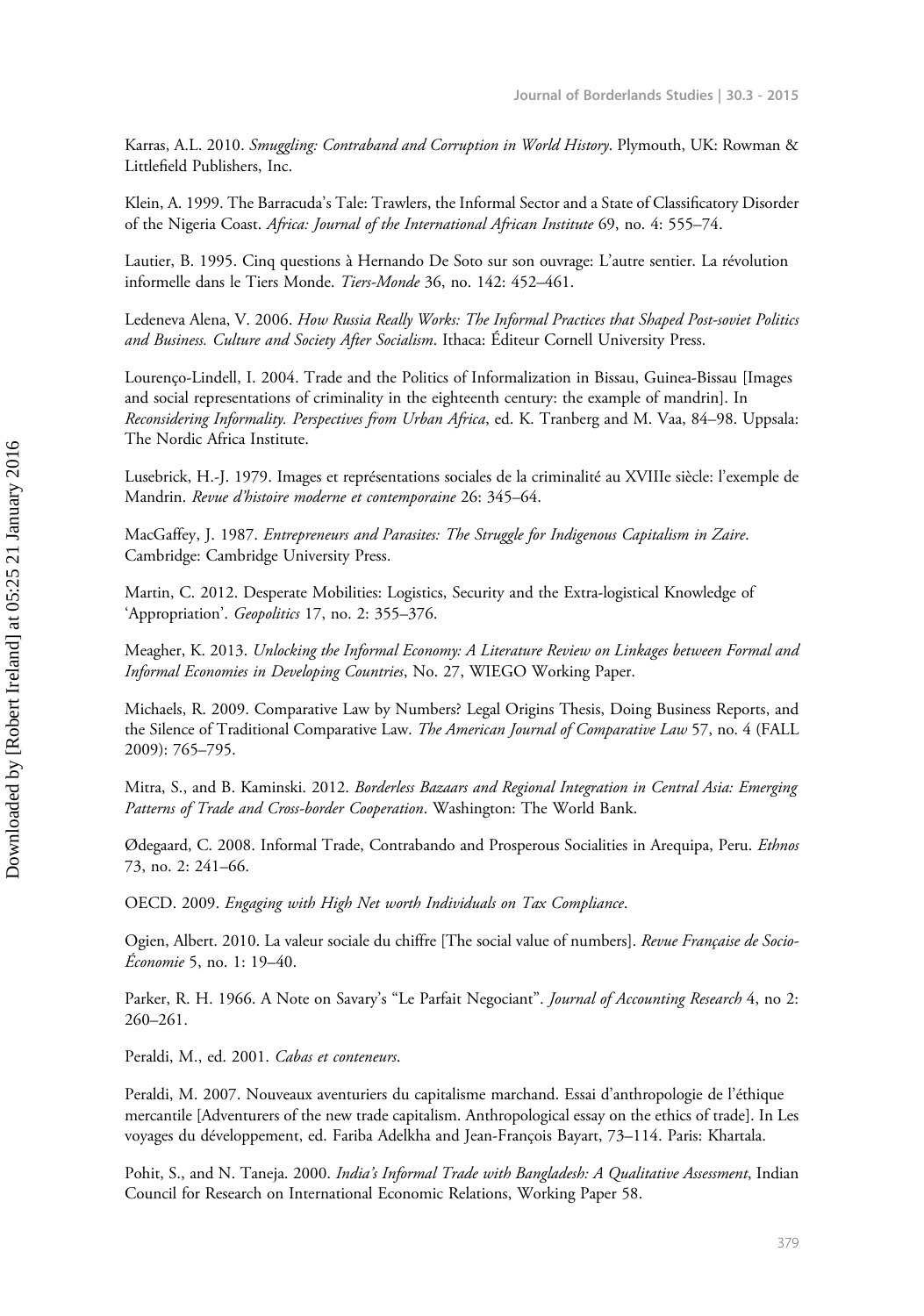Karras, A.L. 2010. *Smuggling: Contraband and Corruption in World History*. Plymouth, UK: Rowman & Littlefield Publishers, Inc.

Klein, A. 1999. The Barracuda's Tale: Trawlers, the Informal Sector and a State of Classificatory Disorder of the Nigeria Coast. *Africa: Journal of the International African Institute* 69, no. 4: 555–74.

Lautier, B. 1995. Cinq questions à Hernando De Soto sur son ouvrage: L'autre sentier. La révolution informelle dans le Tiers Monde. *Tiers-Monde* 36, no. 142: 452–461.

Ledeneva Alena, V. 2006. *How Russia Really Works: The Informal Practices that Shaped Post-soviet Politics and Business. Culture and Society After Socialism*. Ithaca: Éditeur Cornell University Press.

Lourenço-Lindell, I. 2004. Trade and the Politics of Informalization in Bissau, Guinea-Bissau [Images and social representations of criminality in the eighteenth century: the example of mandrin]. In *Reconsidering Informality. Perspectives from Urban Africa*, ed. K. Tranberg and M. Vaa, 84–98. Uppsala: The Nordic Africa Institute.

Lusebrick, H.-J. 1979. Images et représentations sociales de la criminalité au XVIIIe siècle: l'exemple de Mandrin. *Revue d'histoire moderne et contemporaine* 26: 345–64.

MacGaffey, J. 1987. *Entrepreneurs and Parasites: The Struggle for Indigenous Capitalism in Zaire*. Cambridge: Cambridge University Press.

Martin, C. 2012. Desperate Mobilities: Logistics, Security and the Extra-logistical Knowledge of 'Appropriation'. *Geopolitics* 17, no. 2: 355–376.

Meagher, K. 2013. *Unlocking the Informal Economy: A Literature Review on Linkages between Formal and Informal Economies in Developing Countries*, No. 27, WIEGO Working Paper.

Michaels, R. 2009. Comparative Law by Numbers? Legal Origins Thesis, Doing Business Reports, and the Silence of Traditional Comparative Law. *The American Journal of Comparative Law* 57, no. 4 (FALL 2009): 765–795.

Mitra, S., and B. Kaminski. 2012. *Borderless Bazaars and Regional Integration in Central Asia: Emerging Patterns of Trade and Cross-border Cooperation*. Washington: The World Bank.

Ødegaard, C. 2008. Informal Trade, Contrabando and Prosperous Socialities in Arequipa, Peru. *Ethnos* 73, no. 2: 241–66.

OECD. 2009. *Engaging with High Net worth Individuals on Tax Compliance*.

Ogien, Albert. 2010. La valeur sociale du chiffre [The social value of numbers]. *Revue Française de Socio-Économie* 5, no. 1: 19–40.

Parker, R. H. 1966. A Note on Savary's "Le Parfait Negociant". *Journal of Accounting Research* 4, no 2: 260–261.

Peraldi, M., ed. 2001. *Cabas et conteneurs*.

Peraldi, M. 2007. Nouveaux aventuriers du capitalisme marchand. Essai d'anthropologie de l'éthique mercantile [Adventurers of the new trade capitalism. Anthropological essay on the ethics of trade]. In Les voyages du développement, ed. Fariba Adelkha and Jean-François Bayart, 73–114. Paris: Khartala.

Pohit, S., and N. Taneja. 2000. *India's Informal Trade with Bangladesh: A Qualitative Assessment*, Indian Council for Research on International Economic Relations, Working Paper 58.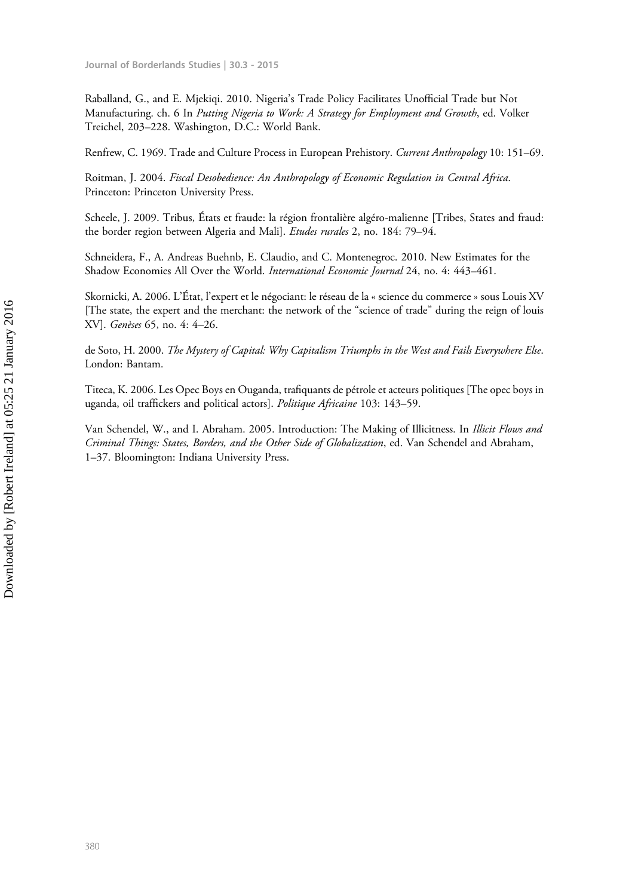Raballand, G., and E. Mjekiqi. 2010. Nigeria's Trade Policy Facilitates Unofficial Trade but Not Manufacturing. ch. 6 In *Putting Nigeria to Work: A Strategy for Employment and Growth*, ed. Volker Treichel, 203–228. Washington, D.C.: World Bank.

Renfrew, C. 1969. Trade and Culture Process in European Prehistory. *Current Anthropology* 10: 151–69.

Roitman, J. 2004. *Fiscal Desobedience: An Anthropology of Economic Regulation in Central Africa*. Princeton: Princeton University Press.

Scheele, J. 2009. Tribus, États et fraude: la région frontalière algéro-malienne [Tribes, States and fraud: the border region between Algeria and Mali]. *Etudes rurales* 2, no. 184: 79–94.

Schneidera, F., A. Andreas Buehnb, E. Claudio, and C. Montenegroc. 2010. New Estimates for the Shadow Economies All Over the World. *International Economic Journal* 24, no. 4: 443–461.

Skornicki, A. 2006. L'État, l'expert et le négociant: le réseau de la « science du commerce » sous Louis XV [The state, the expert and the merchant: the network of the "science of trade" during the reign of louis XV]. *Genèses* 65, no. 4: 4–26.

de Soto, H. 2000. *The Mystery of Capital: Why Capitalism Triumphs in the West and Fails Everywhere Else*. London: Bantam.

Titeca, K. 2006. Les Opec Boys en Ouganda, trafiquants de pétrole et acteurs politiques [The opec boys in uganda, oil traffickers and political actors]. *Politique Africaine* 103: 143–59.

Van Schendel, W., and I. Abraham. 2005. Introduction: The Making of Illicitness. In *Illicit Flows and Criminal Things: States, Borders, and the Other Side of Globalization*, ed. Van Schendel and Abraham, 1–37. Bloomington: Indiana University Press.